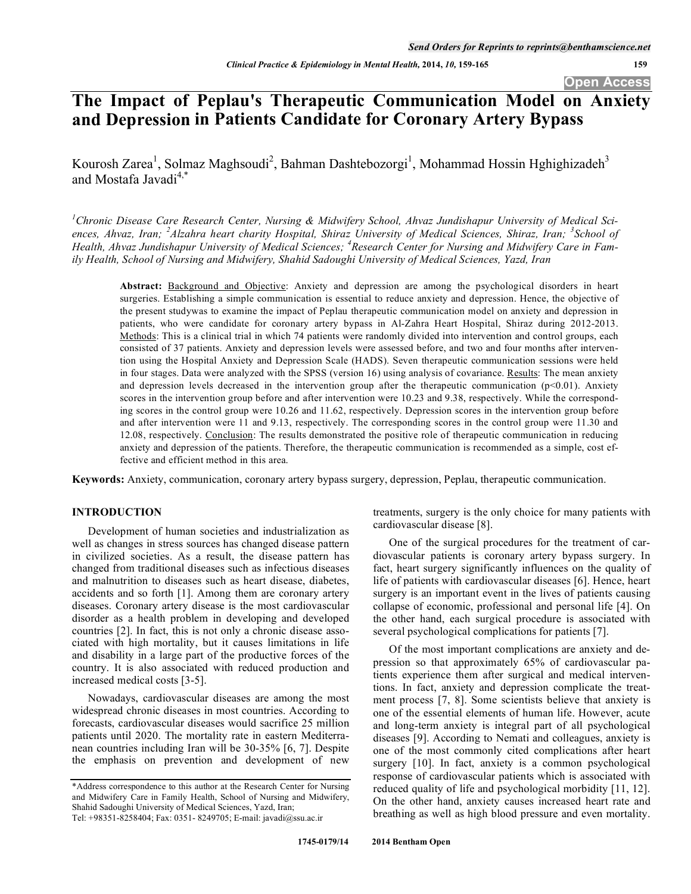Open Access

# The Impact of Peplau's Therapeutic Communication Model on Anxiety and Depression in Patients Candidate for Coronary Artery Bypass

Kourosh Zarea[1], Solmaz Maghsoudi[2], Bahman Dashtebozorgi[1], Mohammad Hossin Hghighizadeh[3] and Mostafa Javadi[4,*]

[1]*Chronic Disease Care Research Center, Nursing & Midwifery School, Ahvaz Jundishapur University of Medical Sciences, Ahvaz, Iran;* [2]*Alzahra heart charity Hospital, Shiraz University of Medical Sciences, Shiraz, Iran;* [3]*School of Health, Ahvaz Jundishapur University of Medical Sciences;* [4]*Research Center for Nursing and Midwifery Care in Family Health, School of Nursing and Midwifery, Shahid Sadoughi University of Medical Sciences, Yazd, Iran*

**Abstract:** Background and Objective: Anxiety and depression are among the psychological disorders in heart surgeries. Establishing a simple communication is essential to reduce anxiety and depression. Hence, the objective of the present studywas to examine the impact of Peplau therapeutic communication model on anxiety and depression in patients, who were candidate for coronary artery bypass in Al-Zahra Heart Hospital, Shiraz during 2012-2013. Methods: This is a clinical trial in which 74 patients were randomly divided into intervention and control groups, each consisted of 37 patients. Anxiety and depression levels were assessed before, and two and four months after intervention using the Hospital Anxiety and Depression Scale (HADS). Seven therapeutic communication sessions were held in four stages. Data were analyzed with the SPSS (version 16) using analysis of covariance. Results: The mean anxiety and depression levels decreased in the intervention group after the therapeutic communication ($p<0.01$). Anxiety scores in the intervention group before and after intervention were 10.23 and 9.38, respectively. While the corresponding scores in the control group were 10.26 and 11.62, respectively. Depression scores in the intervention group before and after intervention were 11 and 9.13, respectively. The corresponding scores in the control group were 11.30 and 12.08, respectively. Conclusion: The results demonstrated the positive role of therapeutic communication in reducing anxiety and depression of the patients. Therefore, the therapeutic communication is recommended as a simple, cost effective and efficient method in this area.

**Keywords:** Anxiety, communication, coronary artery bypass surgery, depression, Peplau, therapeutic communication.

## INTRODUCTION

Development of human societies and industrialization as well as changes in stress sources has changed disease pattern in civilized societies. As a result, the disease pattern has changed from traditional diseases such as infectious diseases and malnutrition to diseases such as heart disease, diabetes, accidents and so forth [1]. Among them are coronary artery diseases. Coronary artery disease is the most cardiovascular disorder as a health problem in developing and developed countries [2]. In fact, this is not only a chronic disease associated with high mortality, but it causes limitations in life and disability in a large part of the productive forces of the country. It is also associated with reduced production and increased medical costs [3-5].

Nowadays, cardiovascular diseases are among the most widespread chronic diseases in most countries. According to forecasts, cardiovascular diseases would sacrifice 25 million patients until 2020. The mortality rate in eastern Mediterranean countries including Iran will be 30-35% [6, 7]. Despite the emphasis on prevention and development of new treatments, surgery is the only choice for many patients with cardiovascular disease [8].

One of the surgical procedures for the treatment of cardiovascular patients is coronary artery bypass surgery. In fact, heart surgery significantly influences on the quality of life of patients with cardiovascular diseases [6]. Hence, heart surgery is an important event in the lives of patients causing collapse of economic, professional and personal life [4]. On the other hand, each surgical procedure is associated with several psychological complications for patients [7].

Of the most important complications are anxiety and depression so that approximately 65% of cardiovascular patients experience them after surgical and medical interventions. In fact, anxiety and depression complicate the treatment process [7, 8]. Some scientists believe that anxiety is one of the essential elements of human life. However, acute and long-term anxiety is integral part of all psychological diseases [9]. According to Nemati and colleagues, anxiety is one of the most commonly cited complications after heart surgery [10]. In fact, anxiety is a common psychological response of cardiovascular patients which is associated with reduced quality of life and psychological morbidity [11, 12]. On the other hand, anxiety causes increased heart rate and breathing as well as high blood pressure and even mortality.

*Address correspondence to this author at the Research Center for Nursing and Midwifery Care in Family Health, School of Nursing and Midwifery, Shahid Sadoughi University of Medical Sciences, Yazd, Iran;
Tel: +98351-8258404; Fax: 0351- 8249705; E-mail: javadi@ssu.ac.ir

1745-0179/14 2014 Bentham Open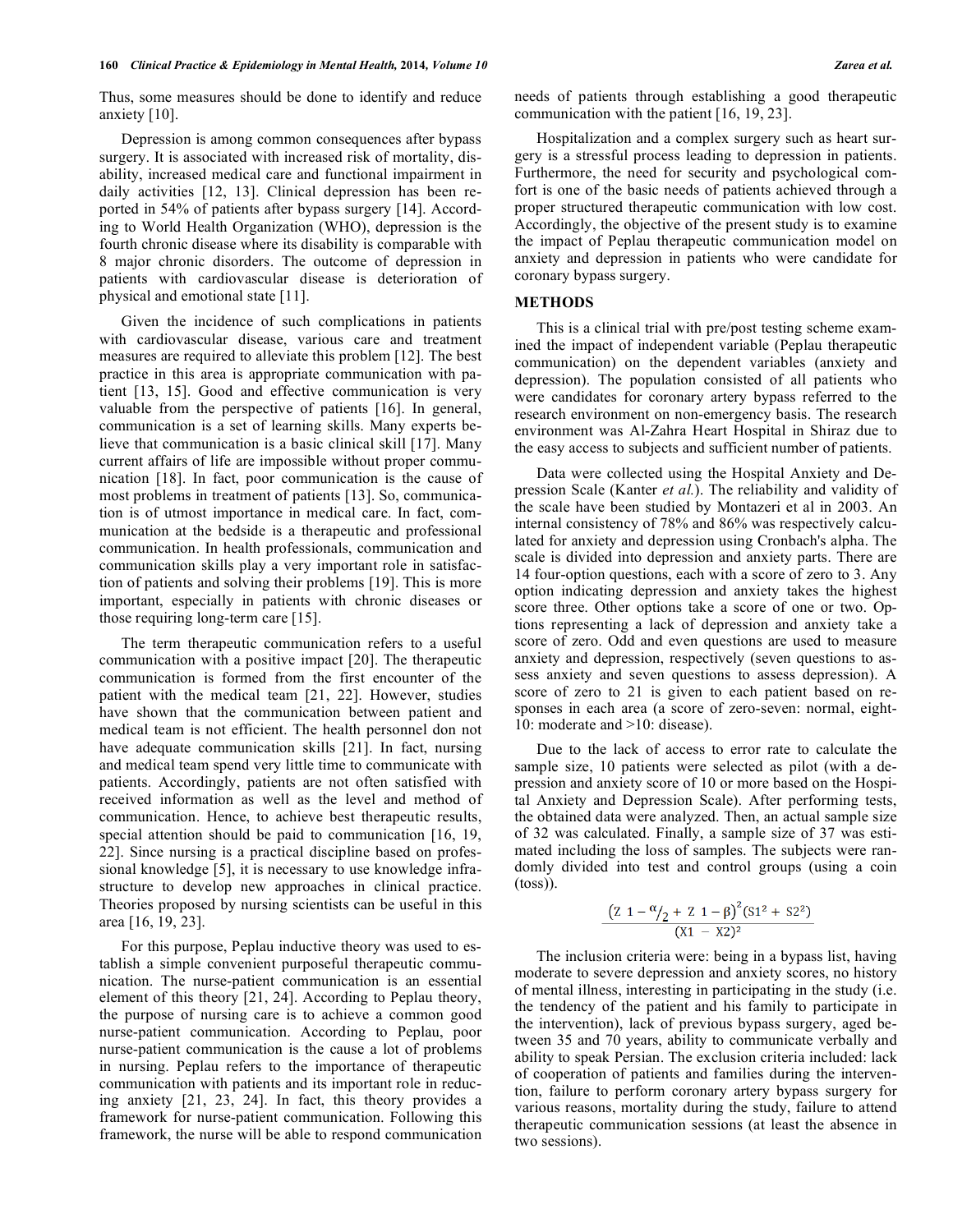Thus, some measures should be done to identify and reduce anxiety [10].

Depression is among common consequences after bypass surgery. It is associated with increased risk of mortality, disability, increased medical care and functional impairment in daily activities [12, 13]. Clinical depression has been reported in 54% of patients after bypass surgery [14]. According to World Health Organization (WHO), depression is the fourth chronic disease where its disability is comparable with 8 major chronic disorders. The outcome of depression in patients with cardiovascular disease is deterioration of physical and emotional state [11].

Given the incidence of such complications in patients with cardiovascular disease, various care and treatment measures are required to alleviate this problem [12]. The best practice in this area is appropriate communication with patient [13, 15]. Good and effective communication is very valuable from the perspective of patients [16]. In general, communication is a set of learning skills. Many experts believe that communication is a basic clinical skill [17]. Many current affairs of life are impossible without proper communication [18]. In fact, poor communication is the cause of most problems in treatment of patients [13]. So, communication is of utmost importance in medical care. In fact, communication at the bedside is a therapeutic and professional communication. In health professionals, communication and communication skills play a very important role in satisfaction of patients and solving their problems [19]. This is more important, especially in patients with chronic diseases or those requiring long-term care [15].

The term therapeutic communication refers to a useful communication with a positive impact [20]. The therapeutic communication is formed from the first encounter of the patient with the medical team [21, 22]. However, studies have shown that the communication between patient and medical team is not efficient. The health personnel don not have adequate communication skills [21]. In fact, nursing and medical team spend very little time to communicate with patients. Accordingly, patients are not often satisfied with received information as well as the level and method of communication. Hence, to achieve best therapeutic results, special attention should be paid to communication [16, 19, 22]. Since nursing is a practical discipline based on professional knowledge [5], it is necessary to use knowledge infrastructure to develop new approaches in clinical practice. Theories proposed by nursing scientists can be useful in this area [16, 19, 23].

For this purpose, Peplau inductive theory was used to establish a simple convenient purposeful therapeutic communication. The nurse-patient communication is an essential element of this theory [21, 24]. According to Peplau theory, the purpose of nursing care is to achieve a common good nurse-patient communication. According to Peplau, poor nurse-patient communication is the cause a lot of problems in nursing. Peplau refers to the importance of therapeutic communication with patients and its important role in reducing anxiety [21, 23, 24]. In fact, this theory provides a framework for nurse-patient communication. Following this framework, the nurse will be able to respond communication needs of patients through establishing a good therapeutic communication with the patient [16, 19, 23].

Hospitalization and a complex surgery such as heart surgery is a stressful process leading to depression in patients. Furthermore, the need for security and psychological comfort is one of the basic needs of patients achieved through a proper structured therapeutic communication with low cost. Accordingly, the objective of the present study is to examine the impact of Peplau therapeutic communication model on anxiety and depression in patients who were candidate for coronary bypass surgery.

## METHODS

This is a clinical trial with pre/post testing scheme examined the impact of independent variable (Peplau therapeutic communication) on the dependent variables (anxiety and depression). The population consisted of all patients who were candidates for coronary artery bypass referred to the research environment on non-emergency basis. The research environment was Al-Zahra Heart Hospital in Shiraz due to the easy access to subjects and sufficient number of patients.

Data were collected using the Hospital Anxiety and Depression Scale (Kanter *et al.*). The reliability and validity of the scale have been studied by Montazeri et al in 2003. An internal consistency of 78% and 86% was respectively calculated for anxiety and depression using Cronbach's alpha. The scale is divided into depression and anxiety parts. There are 14 four-option questions, each with a score of zero to 3. Any option indicating depression and anxiety takes the highest score three. Other options take a score of one or two. Options representing a lack of depression and anxiety take a score of zero. Odd and even questions are used to measure anxiety and depression, respectively (seven questions to assess anxiety and seven questions to assess depression). A score of zero to 21 is given to each patient based on responses in each area (a score of zero-seven: normal, eight-10: moderate and >10: disease).

Due to the lack of access to error rate to calculate the sample size, 10 patients were selected as pilot (with a depression and anxiety score of 10 or more based on the Hospital Anxiety and Depression Scale). After performing tests, the obtained data were analyzed. Then, an actual sample size of 32 was calculated. Finally, a sample size of 37 was estimated including the loss of samples. The subjects were randomly divided into test and control groups (using a coin (toss)).

$$\frac{(Z\ 1-{}^{\alpha}/_{2} + Z\ 1-\beta)^2 (S1^2 + S2^2)}{(X1 - X2)^2}$$

The inclusion criteria were: being in a bypass list, having moderate to severe depression and anxiety scores, no history of mental illness, interesting in participating in the study (i.e. the tendency of the patient and his family to participate in the intervention), lack of previous bypass surgery, aged between 35 and 70 years, ability to communicate verbally and ability to speak Persian. The exclusion criteria included: lack of cooperation of patients and families during the intervention, failure to perform coronary artery bypass surgery for various reasons, mortality during the study, failure to attend therapeutic communication sessions (at least the absence in two sessions).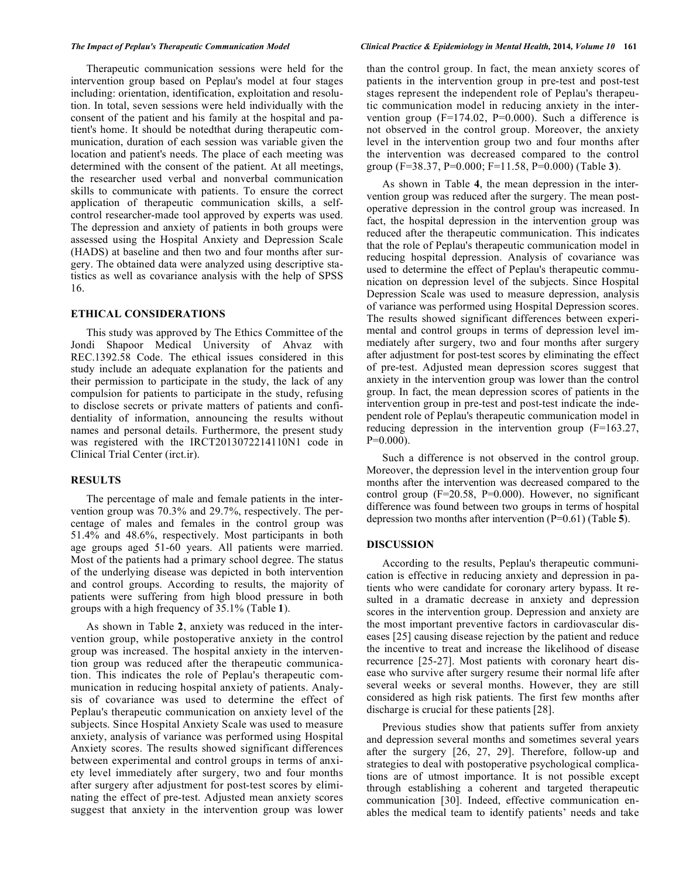Therapeutic communication sessions were held for the intervention group based on Peplau's model at four stages including: orientation, identification, exploitation and resolution. In total, seven sessions were held individually with the consent of the patient and his family at the hospital and patient's home. It should be notedthat during therapeutic communication, duration of each session was variable given the location and patient's needs. The place of each meeting was determined with the consent of the patient. At all meetings, the researcher used verbal and nonverbal communication skills to communicate with patients. To ensure the correct application of therapeutic communication skills, a self-control researcher-made tool approved by experts was used. The depression and anxiety of patients in both groups were assessed using the Hospital Anxiety and Depression Scale (HADS) at baseline and then two and four months after surgery. The obtained data were analyzed using descriptive statistics as well as covariance analysis with the help of SPSS 16.

## ETHICAL CONSIDERATIONS

This study was approved by The Ethics Committee of the Jondi Shapoor Medical University of Ahvaz with REC.1392.58 Code. The ethical issues considered in this study include an adequate explanation for the patients and their permission to participate in the study, the lack of any compulsion for patients to participate in the study, refusing to disclose secrets or private matters of patients and confidentiality of information, announcing the results without names and personal details. Furthermore, the present study was registered with the IRCT2013072214110N1 code in Clinical Trial Center (irct.ir).

## RESULTS

The percentage of male and female patients in the intervention group was 70.3% and 29.7%, respectively. The percentage of males and females in the control group was 51.4% and 48.6%, respectively. Most participants in both age groups aged 51-60 years. All patients were married. Most of the patients had a primary school degree. The status of the underlying disease was depicted in both intervention and control groups. According to results, the majority of patients were suffering from high blood pressure in both groups with a high frequency of 35.1% (Table **1**).

As shown in Table **2**, anxiety was reduced in the intervention group, while postoperative anxiety in the control group was increased. The hospital anxiety in the intervention group was reduced after the therapeutic communication. This indicates the role of Peplau's therapeutic communication in reducing hospital anxiety of patients. Analysis of covariance was used to determine the effect of Peplau's therapeutic communication on anxiety level of the subjects. Since Hospital Anxiety Scale was used to measure anxiety, analysis of variance was performed using Hospital Anxiety scores. The results showed significant differences between experimental and control groups in terms of anxiety level immediately after surgery, two and four months after surgery after adjustment for post-test scores by eliminating the effect of pre-test. Adjusted mean anxiety scores suggest that anxiety in the intervention group was lower than the control group. In fact, the mean anxiety scores of patients in the intervention group in pre-test and post-test stages represent the independent role of Peplau's therapeutic communication model in reducing anxiety in the intervention group ($F=174.02$, $P=0.000$). Such a difference is not observed in the control group. Moreover, the anxiety level in the intervention group two and four months after the intervention was decreased compared to the control group ($F=38.37$, $P=0.000$; $F=11.58$, $P=0.000$) (Table **3**).

As shown in Table **4**, the mean depression in the intervention group was reduced after the surgery. The mean postoperative depression in the control group was increased. In fact, the hospital depression in the intervention group was reduced after the therapeutic communication. This indicates that the role of Peplau's therapeutic communication model in reducing hospital depression. Analysis of covariance was used to determine the effect of Peplau's therapeutic communication on depression level of the subjects. Since Hospital Depression Scale was used to measure depression, analysis of variance was performed using Hospital Depression scores. The results showed significant differences between experimental and control groups in terms of depression level immediately after surgery, two and four months after surgery after adjustment for post-test scores by eliminating the effect of pre-test. Adjusted mean depression scores suggest that anxiety in the intervention group was lower than the control group. In fact, the mean depression scores of patients in the intervention group in pre-test and post-test indicate the independent role of Peplau's therapeutic communication model in reducing depression in the intervention group ($F=163.27$, $P=0.000$).

Such a difference is not observed in the control group. Moreover, the depression level in the intervention group four months after the intervention was decreased compared to the control group ($F=20.58$, $P=0.000$). However, no significant difference was found between two groups in terms of hospital depression two months after intervention ($P=0.61$) (Table **5**).

## DISCUSSION

According to the results, Peplau's therapeutic communication is effective in reducing anxiety and depression in patients who were candidate for coronary artery bypass. It resulted in a dramatic decrease in anxiety and depression scores in the intervention group. Depression and anxiety are the most important preventive factors in cardiovascular diseases [25] causing disease rejection by the patient and reduce the incentive to treat and increase the likelihood of disease recurrence [25-27]. Most patients with coronary heart disease who survive after surgery resume their normal life after several weeks or several months. However, they are still considered as high risk patients. The first few months after discharge is crucial for these patients [28].

Previous studies show that patients suffer from anxiety and depression several months and sometimes several years after the surgery [26, 27, 29]. Therefore, follow-up and strategies to deal with postoperative psychological complications are of utmost importance. It is not possible except through establishing a coherent and targeted therapeutic communication [30]. Indeed, effective communication enables the medical team to identify patients' needs and take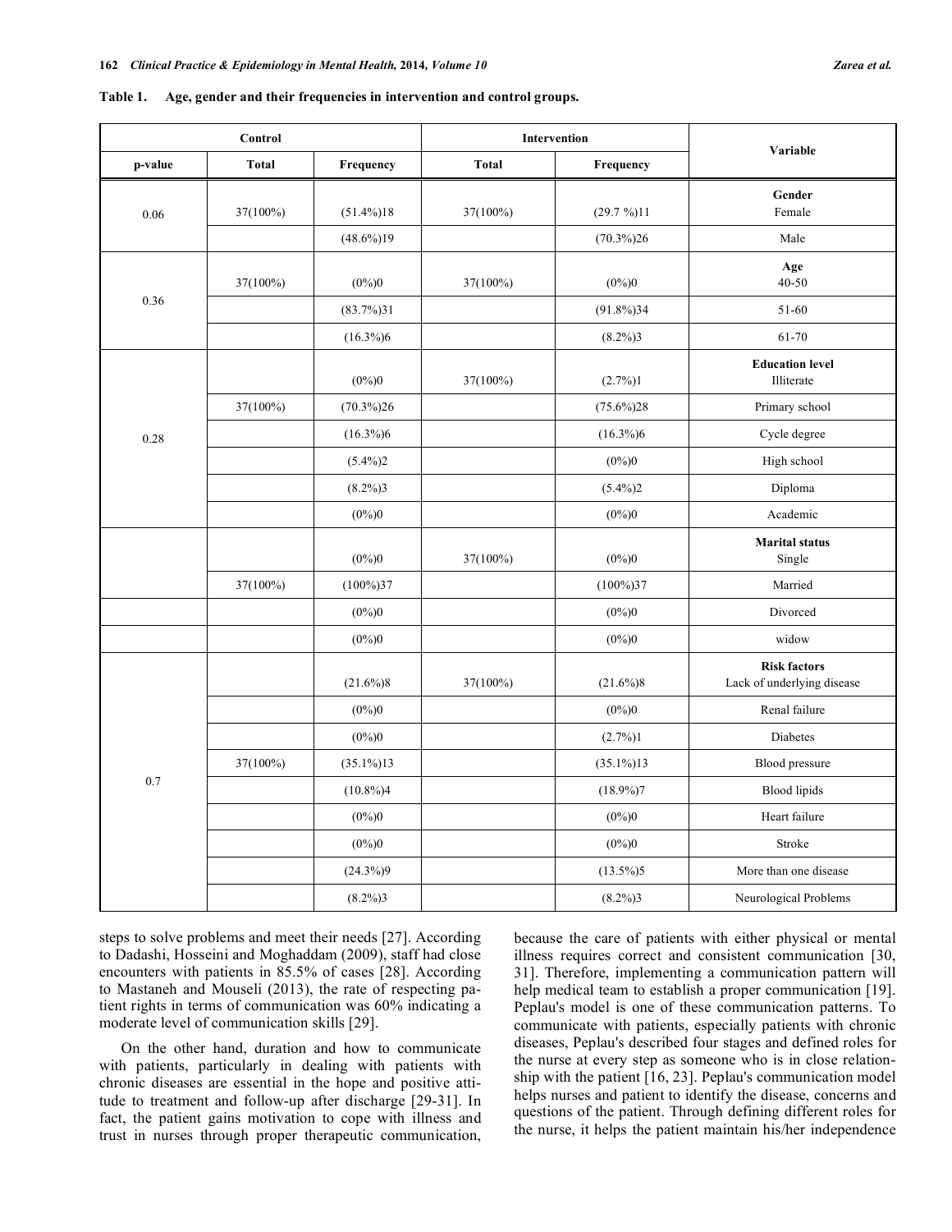**Table 1. Age, gender and their frequencies in intervention and control groups.**

| Control | | | Intervention | | Variable |
|---|---|---|---|---|---|
| p-value | Total | Frequency | Total | Frequency | |
| 0.06 | 37(100%) | (51.4%)18 | 37(100%) | (29.7 %)11 | **Gender** Female |
| | | (48.6%)19 | | (70.3%)26 | Male |
| 0.36 | 37(100%) | (0%)0 | 37(100%) | (0%)0 | **Age** 40-50 |
| | | (83.7%)31 | | (91.8%)34 | 51-60 |
| | | (16.3%)6 | | (8.2%)3 | 61-70 |
| 0.28 | | (0%)0 | 37(100%) | (2.7%)1 | **Education level** Illiterate |
| | 37(100%) | (70.3%)26 | | (75.6%)28 | Primary school |
| | | (16.3%)6 | | (16.3%)6 | Cycle degree |
| | | (5.4%)2 | | (0%)0 | High school |
| | | (8.2%)3 | | (5.4%)2 | Diploma |
| | | (0%)0 | | (0%)0 | Academic |
| | | (0%)0 | 37(100%) | (0%)0 | **Marital status** Single |
| | 37(100%) | (100%)37 | | (100%)37 | Married |
| | | (0%)0 | | (0%)0 | Divorced |
| | | (0%)0 | | (0%)0 | widow |
| 0.7 | | (21.6%)8 | 37(100%) | (21.6%)8 | **Risk factors** Lack of underlying disease |
| | | (0%)0 | | (0%)0 | Renal failure |
| | | (0%)0 | | (2.7%)1 | Diabetes |
| | 37(100%) | (35.1%)13 | | (35.1%)13 | Blood pressure |
| | | (10.8%)4 | | (18.9%)7 | Blood lipids |
| | | (0%)0 | | (0%)0 | Heart failure |
| | | (0%)0 | | (0%)0 | Stroke |
| | | (24.3%)9 | | (13.5%)5 | More than one disease |
| | | (8.2%)3 | | (8.2%)3 | Neurological Problems |

steps to solve problems and meet their needs [27]. According to Dadashi, Hosseini and Moghaddam (2009), staff had close encounters with patients in 85.5% of cases [28]. According to Mastaneh and Mouseli (2013), the rate of respecting patient rights in terms of communication was 60% indicating a moderate level of communication skills [29].

On the other hand, duration and how to communicate with patients, particularly in dealing with patients with chronic diseases are essential in the hope and positive attitude to treatment and follow-up after discharge [29-31]. In fact, the patient gains motivation to cope with illness and trust in nurses through proper therapeutic communication, because the care of patients with either physical or mental illness requires correct and consistent communication [30, 31]. Therefore, implementing a communication pattern will help medical team to establish a proper communication [19]. Peplau's model is one of these communication patterns. To communicate with patients, especially patients with chronic diseases, Peplau's described four stages and defined roles for the nurse at every step as someone who is in close relationship with the patient [16, 23]. Peplau's communication model helps nurses and patient to identify the disease, concerns and questions of the patient. Through defining different roles for the nurse, it helps the patient maintain his/her independence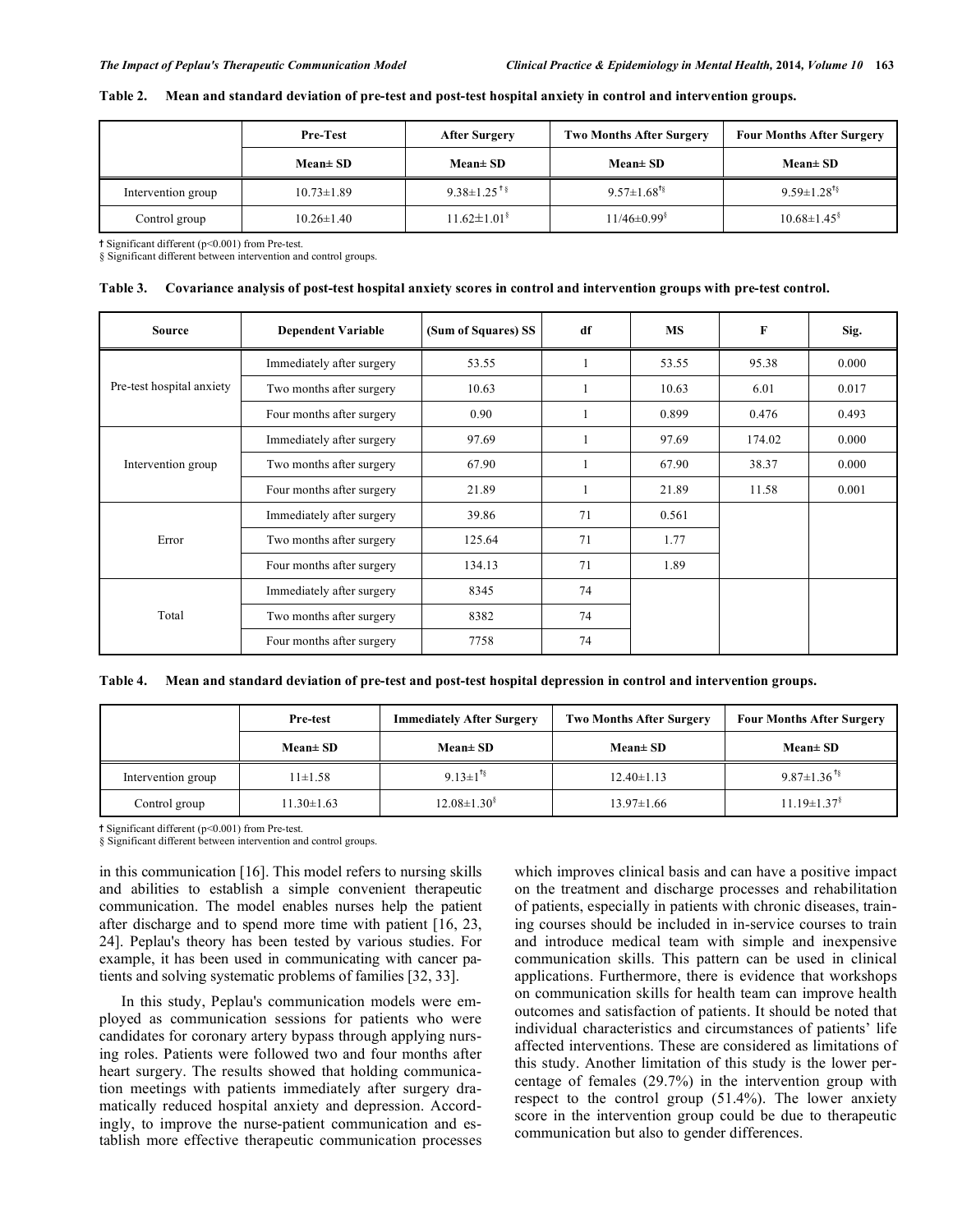**Table 2. Mean and standard deviation of pre-test and post-test hospital anxiety in control and intervention groups.**

| | Pre-Test | After Surgery | Two Months After Surgery | Four Months After Surgery |
|---|---|---|---|---|
| | Mean± SD | Mean± SD | Mean± SD | Mean± SD |
| Intervention group | 10.73±1.89 | 9.38±1.25 †§ | 9.57±1.68 †§ | 9.59±1.28 †§ |
| Control group | 10.26±1.40 | 11.62±1.01 § | 11/46±0.99 § | 10.68±1.45 § |

† Significant different ($p<0.001$) from Pre-test.
§ Significant different between intervention and control groups.

**Table 3. Covariance analysis of post-test hospital anxiety scores in control and intervention groups with pre-test control.**

| Source | Dependent Variable | (Sum of Squares) SS | df | MS | F | Sig. |
|---|---|---|---|---|---|---|
| Pre-test hospital anxiety | Immediately after surgery | 53.55 | 1 | 53.55 | 95.38 | 0.000 |
| | Two months after surgery | 10.63 | 1 | 10.63 | 6.01 | 0.017 |
| | Four months after surgery | 0.90 | 1 | 0.899 | 0.476 | 0.493 |
| Intervention group | Immediately after surgery | 97.69 | 1 | 97.69 | 174.02 | 0.000 |
| | Two months after surgery | 67.90 | 1 | 67.90 | 38.37 | 0.000 |
| | Four months after surgery | 21.89 | 1 | 21.89 | 11.58 | 0.001 |
| Error | Immediately after surgery | 39.86 | 71 | 0.561 | | |
| | Two months after surgery | 125.64 | 71 | 1.77 | | |
| | Four months after surgery | 134.13 | 71 | 1.89 | | |
| Total | Immediately after surgery | 8345 | 74 | | | |
| | Two months after surgery | 8382 | 74 | | | |
| | Four months after surgery | 7758 | 74 | | | |

**Table 4. Mean and standard deviation of pre-test and post-test hospital depression in control and intervention groups.**

| | Pre-test | Immediately After Surgery | Two Months After Surgery | Four Months After Surgery |
|---|---|---|---|---|
| | Mean± SD | Mean± SD | Mean± SD | Mean± SD |
| Intervention group | 11±1.58 | 9.13±1 †§ | 12.40±1.13 | 9.87±1.36 †§ |
| Control group | 11.30±1.63 | 12.08±1.30 § | 13.97±1.66 | 11.19±1.37 § |

† Significant different ($p<0.001$) from Pre-test.
§ Significant different between intervention and control groups.

in this communication [16]. This model refers to nursing skills and abilities to establish a simple convenient therapeutic communication. The model enables nurses help the patient after discharge and to spend more time with patient [16, 23, 24]. Peplau's theory has been tested by various studies. For example, it has been used in communicating with cancer patients and solving systematic problems of families [32, 33].

In this study, Peplau's communication models were employed as communication sessions for patients who were candidates for coronary artery bypass through applying nursing roles. Patients were followed two and four months after heart surgery. The results showed that holding communication meetings with patients immediately after surgery dramatically reduced hospital anxiety and depression. Accordingly, to improve the nurse-patient communication and establish more effective therapeutic communication processes which improves clinical basis and can have a positive impact on the treatment and discharge processes and rehabilitation of patients, especially in patients with chronic diseases, training courses should be included in in-service courses to train and introduce medical team with simple and inexpensive communication skills. This pattern can be used in clinical applications. Furthermore, there is evidence that workshops on communication skills for health team can improve health outcomes and satisfaction of patients. It should be noted that individual characteristics and circumstances of patients' life affected interventions. These are considered as limitations of this study. Another limitation of this study is the lower percentage of females (29.7%) in the intervention group with respect to the control group (51.4%). The lower anxiety score in the intervention group could be due to therapeutic communication but also to gender differences.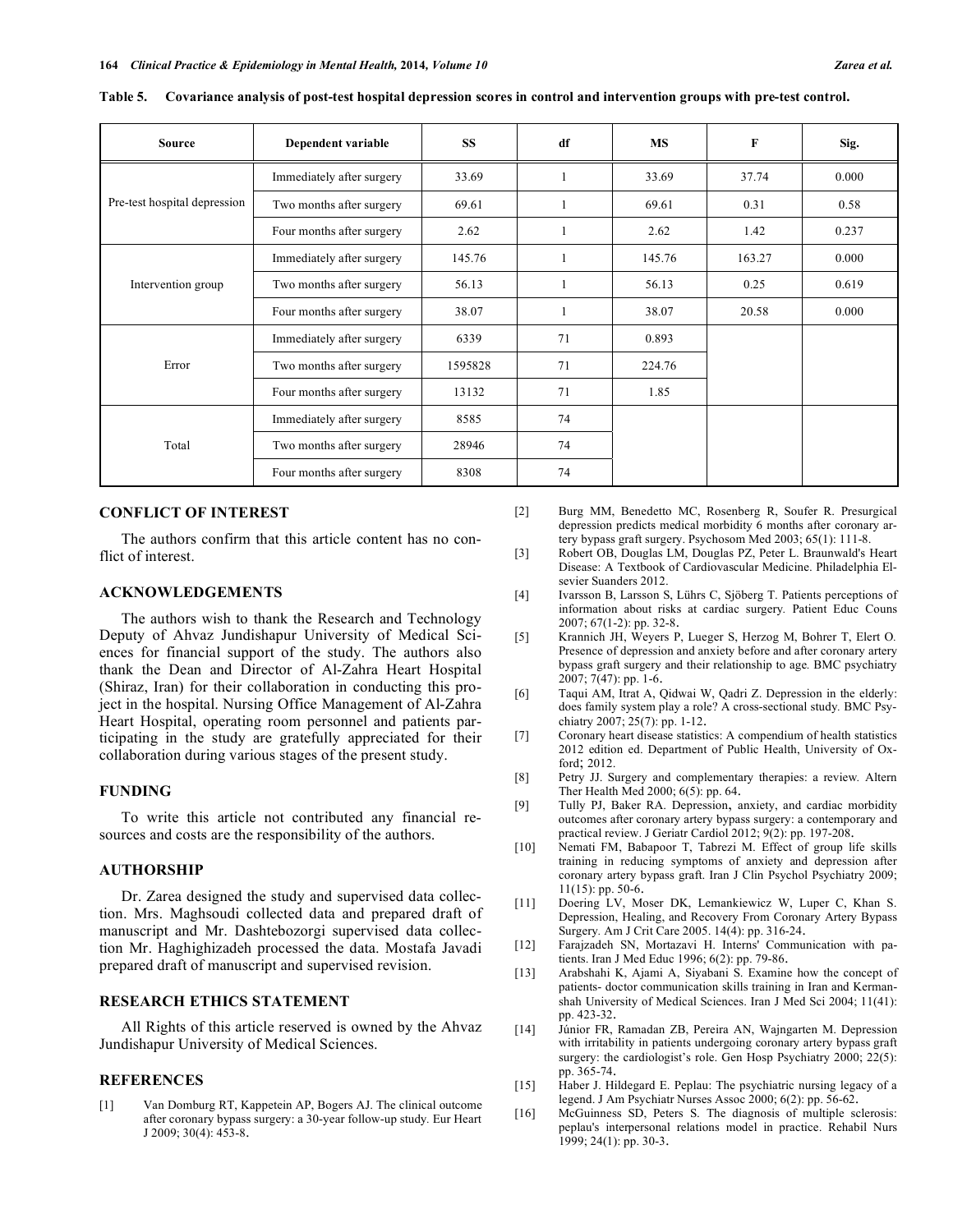**Table 5. Covariance analysis of post-test hospital depression scores in control and intervention groups with pre-test control.**

| Source | Dependent variable | SS | df | MS | F | Sig. |
|---|---|---|---|---|---|---|
| Pre-test hospital depression | Immediately after surgery | 33.69 | 1 | 33.69 | 37.74 | 0.000 |
| | Two months after surgery | 69.61 | 1 | 69.61 | 0.31 | 0.58 |
| | Four months after surgery | 2.62 | 1 | 2.62 | 1.42 | 0.237 |
| Intervention group | Immediately after surgery | 145.76 | 1 | 145.76 | 163.27 | 0.000 |
| | Two months after surgery | 56.13 | 1 | 56.13 | 0.25 | 0.619 |
| | Four months after surgery | 38.07 | 1 | 38.07 | 20.58 | 0.000 |
| Error | Immediately after surgery | 6339 | 71 | 0.893 | | |
| | Two months after surgery | 1595828 | 71 | 224.76 | | |
| | Four months after surgery | 13132 | 71 | 1.85 | | |
| Total | Immediately after surgery | 8585 | 74 | | | |
| | Two months after surgery | 28946 | 74 | | | |
| | Four months after surgery | 8308 | 74 | | | |

## CONFLICT OF INTEREST

The authors confirm that this article content has no conflict of interest.

## ACKNOWLEDGEMENTS

The authors wish to thank the Research and Technology Deputy of Ahvaz Jundishapur University of Medical Sciences for financial support of the study. The authors also thank the Dean and Director of Al-Zahra Heart Hospital (Shiraz, Iran) for their collaboration in conducting this project in the hospital. Nursing Office Management of Al-Zahra Heart Hospital, operating room personnel and patients participating in the study are gratefully appreciated for their collaboration during various stages of the present study.

## FUNDING

To write this article not contributed any financial resources and costs are the responsibility of the authors.

## AUTHORSHIP

Dr. Zarea designed the study and supervised data collection. Mrs. Maghsoudi collected data and prepared draft of manuscript and Mr. Dashtebozorgi supervised data collection Mr. Haghighizadeh processed the data. Mostafa Javadi prepared draft of manuscript and supervised revision.

## RESEARCH ETHICS STATEMENT

All Rights of this article reserved is owned by the Ahvaz Jundishapur University of Medical Sciences.

## REFERENCES

[1] Van Domburg RT, Kappetein AP, Bogers AJ. The clinical outcome after coronary bypass surgery: a 30-year follow-up study. Eur Heart J 2009; 30(4): 453-8.

[2] Burg MM, Benedetto MC, Rosenberg R, Soufer R. Presurgical depression predicts medical morbidity 6 months after coronary artery bypass graft surgery. Psychosom Med 2003; 65(1): 111-8.

[3] Robert OB, Douglas LM, Douglas PZ, Peter L. Braunwald's Heart Disease: A Textbook of Cardiovascular Medicine. Philadelphia Elsevier Suanders 2012.

[4] Ivarsson B, Larsson S, Lührs C, Sjöberg T. Patients perceptions of information about risks at cardiac surgery. Patient Educ Couns 2007; 67(1-2): pp. 32-8.

[5] Krannich JH, Weyers P, Lueger S, Herzog M, Bohrer T, Elert O. Presence of depression and anxiety before and after coronary artery bypass graft surgery and their relationship to age. BMC psychiatry 2007; 7(47): pp. 1-6.

[6] Taqui AM, Itrat A, Qidwai W, Qadri Z. Depression in the elderly: does family system play a role? A cross-sectional study. BMC Psychiatry 2007; 25(7): pp. 1-12.

[7] Coronary heart disease statistics: A compendium of health statistics 2012 edition ed. Department of Public Health, University of Oxford; 2012.

[8] Petry JJ. Surgery and complementary therapies: a review. Altern Ther Health Med 2000; 6(5): pp. 64.

[9] Tully PJ, Baker RA. Depression, anxiety, and cardiac morbidity outcomes after coronary artery bypass surgery: a contemporary and practical review. J Geriatr Cardiol 2012; 9(2): pp. 197-208.

[10] Nemati FM, Babapoor T, Tabrezi M. Effect of group life skills training in reducing symptoms of anxiety and depression after coronary artery bypass graft. Iran J Clin Psychol Psychiatry 2009; 11(15): pp. 50-6.

[11] Doering LV, Moser DK, Lemankiewicz W, Luper C, Khan S. Depression, Healing, and Recovery From Coronary Artery Bypass Surgery. Am J Crit Care 2005. 14(4): pp. 316-24.

[12] Farajzadeh SN, Mortazavi H. Interns' Communication with patients. Iran J Med Educ 1996; 6(2): pp. 79-86.

[13] Arabshahi K, Ajami A, Siyabani S. Examine how the concept of patients- doctor communication skills training in Iran and Kermanshah University of Medical Sciences. Iran J Med Sci 2004; 11(41): pp. 423-32.

[14] Júnior FR, Ramadan ZB, Pereira AN, Wajngarten M. Depression with irritability in patients undergoing coronary artery bypass graft surgery: the cardiologist's role. Gen Hosp Psychiatry 2000; 22(5): pp. 365-74.

[15] Haber J. Hildegard E. Peplau: The psychiatric nursing legacy of a legend. J Am Psychiatr Nurses Assoc 2000; 6(2): pp. 56-62.

[16] McGuinness SD, Peters S. The diagnosis of multiple sclerosis: peplau's interpersonal relations model in practice. Rehabil Nurs 1999; 24(1): pp. 30-3.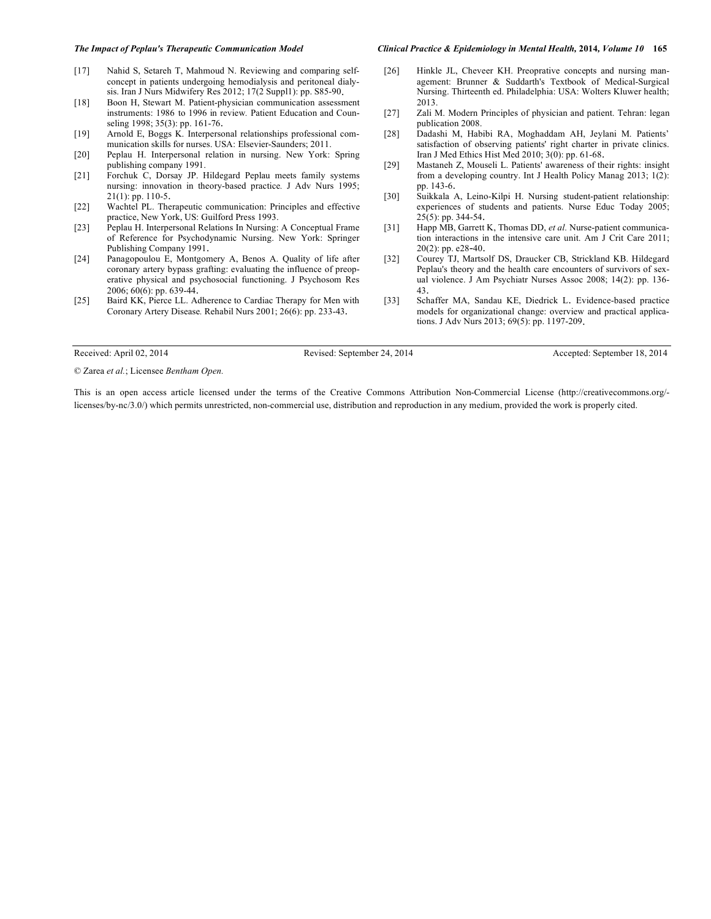[17] Nahid S, Setareh T, Mahmoud N. Reviewing and comparing self-concept in patients undergoing hemodialysis and peritoneal dialysis. Iran J Nurs Midwifery Res 2012; 17(2 Suppl1): pp. S85-90.

[18] Boon H, Stewart M. Patient-physician communication assessment instruments: 1986 to 1996 in review. Patient Education and Counseling 1998; 35(3): pp. 161-76.

[19] Arnold E, Boggs K. Interpersonal relationships professional communication skills for nurses. USA: Elsevier-Saunders; 2011.

[20] Peplau H. Interpersonal relation in nursing. New York: Spring publishing company 1991.

[21] Forchuk C, Dorsay JP. Hildegard Peplau meets family systems nursing: innovation in theory-based practice. J Adv Nurs 1995; 21(1): pp. 110-5.

[22] Wachtel PL. Therapeutic communication: Principles and effective practice, New York, US: Guilford Press 1993.

[23] Peplau H. Interpersonal Relations In Nursing: A Conceptual Frame of Reference for Psychodynamic Nursing. New York: Springer Publishing Company 1991.

[24] Panagopoulou E, Montgomery A, Benos A. Quality of life after coronary artery bypass grafting: evaluating the influence of preoperative physical and psychosocial functioning. J Psychosom Res 2006; 60(6): pp. 639-44.

[25] Baird KK, Pierce LL. Adherence to Cardiac Therapy for Men with Coronary Artery Disease. Rehabil Nurs 2001; 26(6): pp. 233-43.

[26] Hinkle JL, Cheveer KH. Preoprative concepts and nursing management: Brunner & Suddarth's Textbook of Medical-Surgical Nursing. Thirteenth ed. Philadelphia: USA: Wolters Kluwer health; 2013.

[27] Zali M. Modern Principles of physician and patient. Tehran: legan publication 2008.

[28] Dadashi M, Habibi RA, Moghaddam AH, Jeylani M. Patients' satisfaction of observing patients' right charter in private clinics. Iran J Med Ethics Hist Med 2010; 3(0): pp. 61-68.

[29] Mastaneh Z, Mouseli L. Patients' awareness of their rights: insight from a developing country. Int J Health Policy Manag 2013; 1(2): pp. 143-6.

[30] Suikkala A, Leino-Kilpi H. Nursing student-patient relationship: experiences of students and patients. Nurse Educ Today 2005; 25(5): pp. 344-54.

[31] Happ MB, Garrett K, Thomas DD, *et al.* Nurse-patient communication interactions in the intensive care unit. Am J Crit Care 2011; 20(2): pp. e28-40.

[32] Courey TJ, Martsolf DS, Draucker CB, Strickland KB. Hildegard Peplau's theory and the health care encounters of survivors of sexual violence. J Am Psychiatr Nurses Assoc 2008; 14(2): pp. 136-43.

[33] Schaffer MA, Sandau KE, Diedrick L. Evidence-based practice models for organizational change: overview and practical applications. J Adv Nurs 2013; 69(5): pp. 1197-209.

Received: April 02, 2014 Revised: September 24, 2014 Accepted: September 18, 2014

© Zarea *et al.*; Licensee *Bentham Open.*

This is an open access article licensed under the terms of the Creative Commons Attribution Non-Commercial License (http://creativecommons.org/-licenses/by-nc/3.0/) which permits unrestricted, non-commercial use, distribution and reproduction in any medium, provided the work is properly cited.